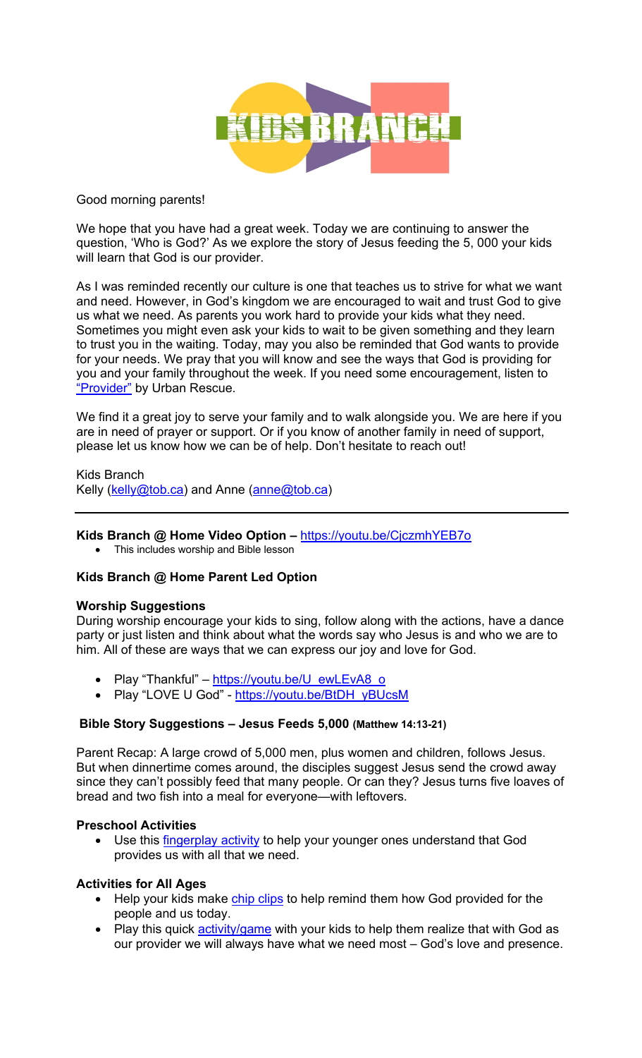# KIDS BRANCH

Good morning parents!

We hope that you have had a great week. Today we are continuing to answer the question, 'Who is God?' As we explore the story of Jesus feeding the 5, 000 your kids will learn that God is our provider.

As I was reminded recently our culture is one that teaches us to strive for what we want and need. However, in God's kingdom we are encouraged to wait and trust God to give us what we need. As parents you work hard to provide your kids what they need. Sometimes you might even ask your kids to wait to be given something and they learn to trust you in the waiting. Today, may you also be reminded that God wants to provide for your needs. We pray that you will know and see the ways that God is providing for you and your family throughout the week. If you need some encouragement, listen to "Provider" by Urban Rescue.

We find it a great joy to serve your family and to walk alongside you. We are here if you are in need of prayer or support. Or if you know of another family in need of support, please let us know how we can be of help. Don't hesitate to reach out!

Kids Branch
Kelly (kelly@tob.ca) and Anne (anne@tob.ca)

---

**Kids Branch @ Home Video Option –** https://youtu.be/CjczmhYEB7o

- This includes worship and Bible lesson

**Kids Branch @ Home Parent Led Option**

**Worship Suggestions**

During worship encourage your kids to sing, follow along with the actions, have a dance party or just listen and think about what the words say who Jesus is and who we are to him. All of these are ways that we can express our joy and love for God.

- Play "Thankful" – https://youtu.be/U_ewLEvA8_o
- Play "LOVE U God" - https://youtu.be/BtDH_yBUcsM

**Bible Story Suggestions – Jesus Feeds 5,000 (Matthew 14:13-21)**

Parent Recap: A large crowd of 5,000 men, plus women and children, follows Jesus. But when dinnertime comes around, the disciples suggest Jesus send the crowd away since they can't possibly feed that many people. Or can they? Jesus turns five loaves of bread and two fish into a meal for everyone—with leftovers.

**Preschool Activities**

- Use this fingerplay activity to help your younger ones understand that God provides us with all that we need.

**Activities for All Ages**

- Help your kids make chip clips to help remind them how God provided for the people and us today.
- Play this quick activity/game with your kids to help them realize that with God as our provider we will always have what we need most – God's love and presence.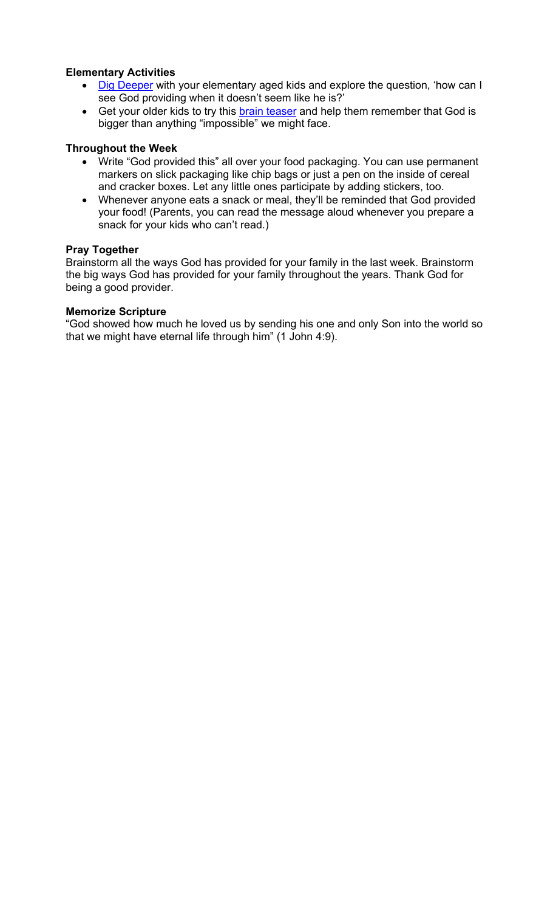**Elementary Activities**

- Dig Deeper with your elementary aged kids and explore the question, 'how can I see God providing when it doesn't seem like he is?'
- Get your older kids to try this brain teaser and help them remember that God is bigger than anything "impossible" we might face.

**Throughout the Week**

- Write "God provided this" all over your food packaging. You can use permanent markers on slick packaging like chip bags or just a pen on the inside of cereal and cracker boxes. Let any little ones participate by adding stickers, too.
- Whenever anyone eats a snack or meal, they'll be reminded that God provided your food! (Parents, you can read the message aloud whenever you prepare a snack for your kids who can't read.)

**Pray Together**

Brainstorm all the ways God has provided for your family in the last week. Brainstorm the big ways God has provided for your family throughout the years. Thank God for being a good provider.

**Memorize Scripture**

"God showed how much he loved us by sending his one and only Son into the world so that we might have eternal life through him" (1 John 4:9).